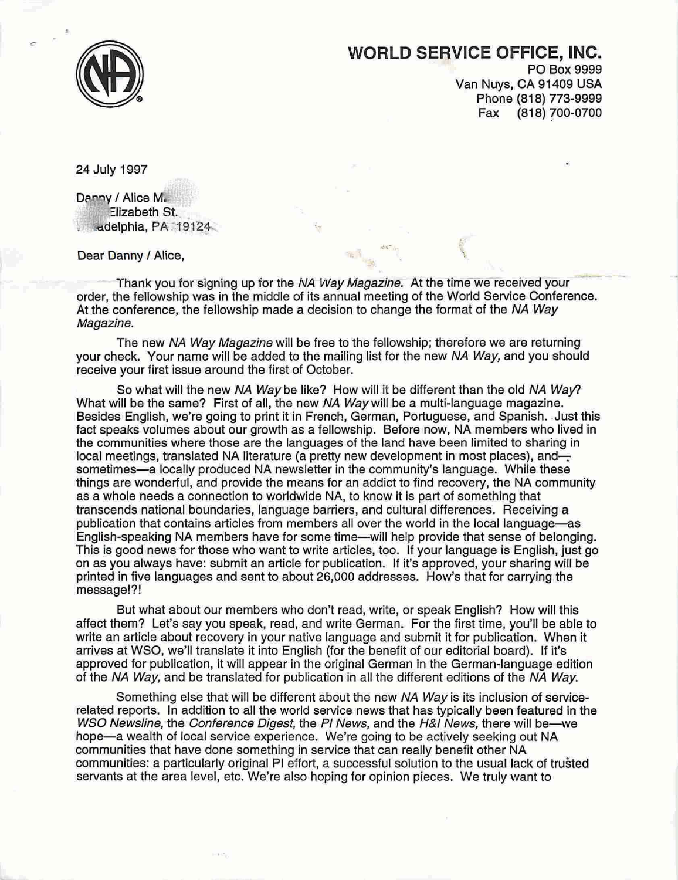# WORLD SERVICE OFFICE, INC.

PO Box 9999
Van Nuys, CA 91409 USA
Phone (818) 773-9999
Fax (818) 700-0700

24 July 1997

Danny / Alice M.
Elizabeth St.
adelphia, PA 19124

Dear Danny / Alice,

Thank you for signing up for the *NA Way Magazine.* At the time we received your order, the fellowship was in the middle of its annual meeting of the World Service Conference. At the conference, the fellowship made a decision to change the format of the *NA Way Magazine.*

The new *NA Way Magazine* will be free to the fellowship; therefore we are returning your check. Your name will be added to the mailing list for the new *NA Way,* and you should receive your first issue around the first of October.

So what will the new *NA Way* be like? How will it be different than the old *NA Way*? What will be the same? First of all, the new *NA Way* will be a multi-language magazine. Besides English, we're going to print it in French, German, Portuguese, and Spanish. Just this fact speaks volumes about our growth as a fellowship. Before now, NA members who lived in the communities where those are the languages of the land have been limited to sharing in local meetings, translated NA literature (a pretty new development in most places), and—sometimes—a locally produced NA newsletter in the community's language. While these things are wonderful, and provide the means for an addict to find recovery, the NA community as a whole needs a connection to worldwide NA, to know it is part of something that transcends national boundaries, language barriers, and cultural differences. Receiving a publication that contains articles from members all over the world in the local language—as English-speaking NA members have for some time—will help provide that sense of belonging. This is good news for those who want to write articles, too. If your language is English, just go on as you always have: submit an article for publication. If it's approved, your sharing will be printed in five languages and sent to about 26,000 addresses. How's that for carrying the message!?!

But what about our members who don't read, write, or speak English? How will this affect them? Let's say you speak, read, and write German. For the first time, you'll be able to write an article about recovery in your native language and submit it for publication. When it arrives at WSO, we'll translate it into English (for the benefit of our editorial board). If it's approved for publication, it will appear in the original German in the German-language edition of the *NA Way,* and be translated for publication in all the different editions of the *NA Way.*

Something else that will be different about the new *NA Way* is its inclusion of service-related reports. In addition to all the world service news that has typically been featured in the *WSO Newsline,* the *Conference Digest,* the *PI News,* and the *H&I News,* there will be—we hope—a wealth of local service experience. We're going to be actively seeking out NA communities that have done something in service that can really benefit other NA communities: a particularly original PI effort, a successful solution to the usual lack of trusted servants at the area level, etc. We're also hoping for opinion pieces. We truly want to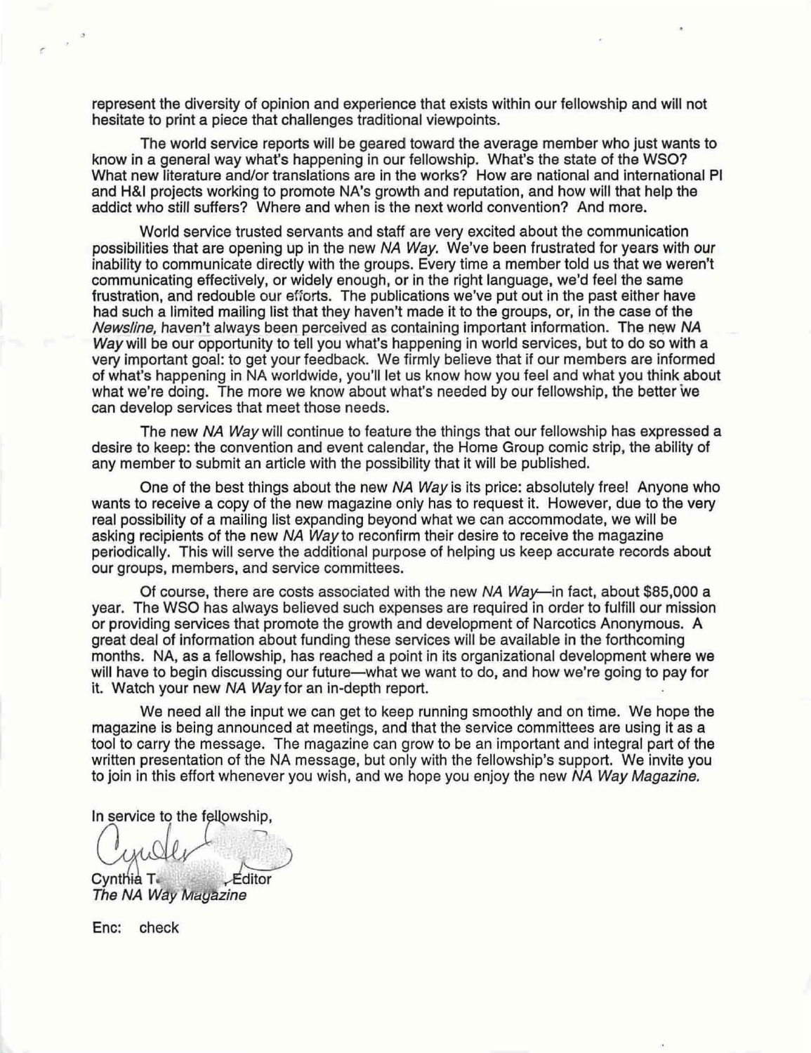represent the diversity of opinion and experience that exists within our fellowship and will not hesitate to print a piece that challenges traditional viewpoints.

The world service reports will be geared toward the average member who just wants to know in a general way what's happening in our fellowship. What's the state of the WSO? What new literature and/or translations are in the works? How are national and international PI and H&I projects working to promote NA's growth and reputation, and how will that help the addict who still suffers? Where and when is the next world convention? And more.

World service trusted servants and staff are very excited about the communication possibilities that are opening up in the new *NA Way.* We've been frustrated for years with our inability to communicate directly with the groups. Every time a member told us that we weren't communicating effectively, or widely enough, or in the right language, we'd feel the same frustration, and redouble our efforts. The publications we've put out in the past either have had such a limited mailing list that they haven't made it to the groups, or, in the case of the *Newsline,* haven't always been perceived as containing important information. The new *NA Way* will be our opportunity to tell you what's happening in world services, but to do so with a very important goal: to get your feedback. We firmly believe that if our members are informed of what's happening in NA worldwide, you'll let us know how you feel and what you think about what we're doing. The more we know about what's needed by our fellowship, the better we can develop services that meet those needs.

The new *NA Way* will continue to feature the things that our fellowship has expressed a desire to keep: the convention and event calendar, the Home Group comic strip, the ability of any member to submit an article with the possibility that it will be published.

One of the best things about the new *NA Way* is its price: absolutely free! Anyone who wants to receive a copy of the new magazine only has to request it. However, due to the very real possibility of a mailing list expanding beyond what we can accommodate, we will be asking recipients of the new *NA Way* to reconfirm their desire to receive the magazine periodically. This will serve the additional purpose of helping us keep accurate records about our groups, members, and service committees.

Of course, there are costs associated with the new *NA Way*—in fact, about $85,000 a year. The WSO has always believed such expenses are required in order to fulfill our mission or providing services that promote the growth and development of Narcotics Anonymous. A great deal of information about funding these services will be available in the forthcoming months. NA, as a fellowship, has reached a point in its organizational development where we will have to begin discussing our future—what we want to do, and how we're going to pay for it. Watch your new *NA Way* for an in-depth report.

We need all the input we can get to keep running smoothly and on time. We hope the magazine is being announced at meetings, and that the service committees are using it as a tool to carry the message. The magazine can grow to be an important and integral part of the written presentation of the NA message, but only with the fellowship's support. We invite you to join in this effort whenever you wish, and we hope you enjoy the new *NA Way Magazine.*

In service to the fellowship,

Cynthia T., Editor
*The NA Way Magazine*

Enc: check